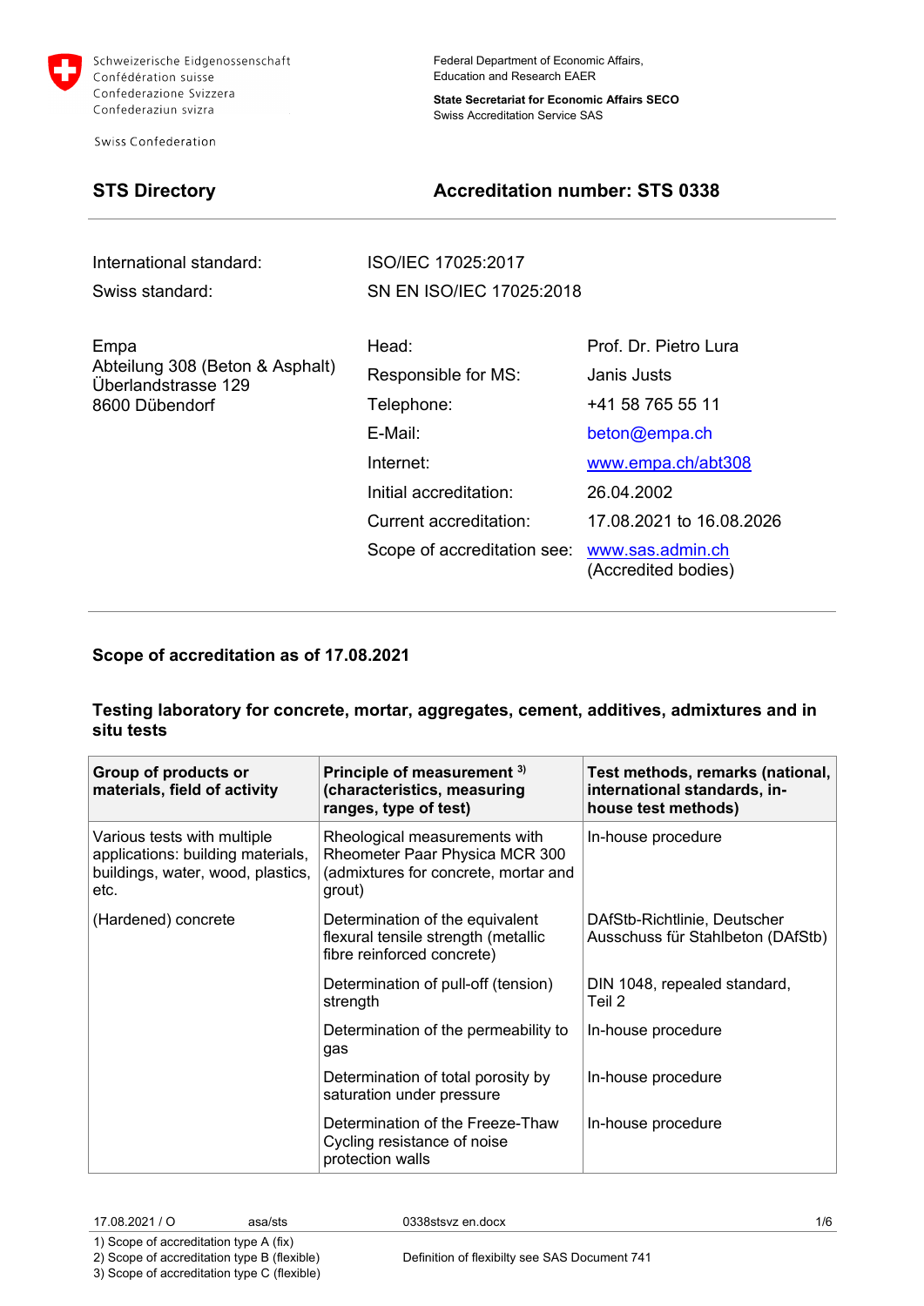Schweizerische Eidgenossenschaft
Confédération suisse
Confederazione Svizzera
Confederaziun svizra

Swiss Confederation

Federal Department of Economic Affairs,
Education and Research EAER

**State Secretariat for Economic Affairs SECO**
Swiss Accreditation Service SAS

## STS Directory

## Accreditation number: STS 0338

| | |
|---|---|
| International standard: | ISO/IEC 17025:2017 |
| Swiss standard: | SN EN ISO/IEC 17025:2018 |

Empa
Abteilung 308 (Beton & Asphalt)
Überlandstrasse 129
8600 Dübendorf

| | |
|---|---|
| Head: | Prof. Dr. Pietro Lura |
| Responsible for MS: | Janis Justs |
| Telephone: | +41 58 765 55 11 |
| E-Mail: | beton@empa.ch |
| Internet: | www.empa.ch/abt308 |
| Initial accreditation: | 26.04.2002 |
| Current accreditation: | 17.08.2021 to 16.08.2026 |
| Scope of accreditation see: | www.sas.admin.ch (Accredited bodies) |

### Scope of accreditation as of 17.08.2021

### Testing laboratory for concrete, mortar, aggregates, cement, additives, admixtures and in situ tests

| Group of products or materials, field of activity | Principle of measurement [3] (characteristics, measuring ranges, type of test) | Test methods, remarks (national, international standards, in-house test methods) |
|---|---|---|
| Various tests with multiple applications: building materials, buildings, water, wood, plastics, etc. | Rheological measurements with Rheometer Paar Physica MCR 300 (admixtures for concrete, mortar and grout) | In-house procedure |
| (Hardened) concrete | Determination of the equivalent flexural tensile strength (metallic fibre reinforced concrete) | DAfStb-Richtlinie, Deutscher Ausschuss für Stahlbeton (DAfStb) |
| | Determination of pull-off (tension) strength | DIN 1048, repealed standard, Teil 2 |
| | Determination of the permeability to gas | In-house procedure |
| | Determination of total porosity by saturation under pressure | In-house procedure |
| | Determination of the Freeze-Thaw Cycling resistance of noise protection walls | In-house procedure |

17.08.2021 / O asa/sts 0338stsvz en.docx

1) Scope of accreditation type A (fix)
2) Scope of accreditation type B (flexible) Definition of flexibilty see SAS Document 741
3) Scope of accreditation type C (flexible)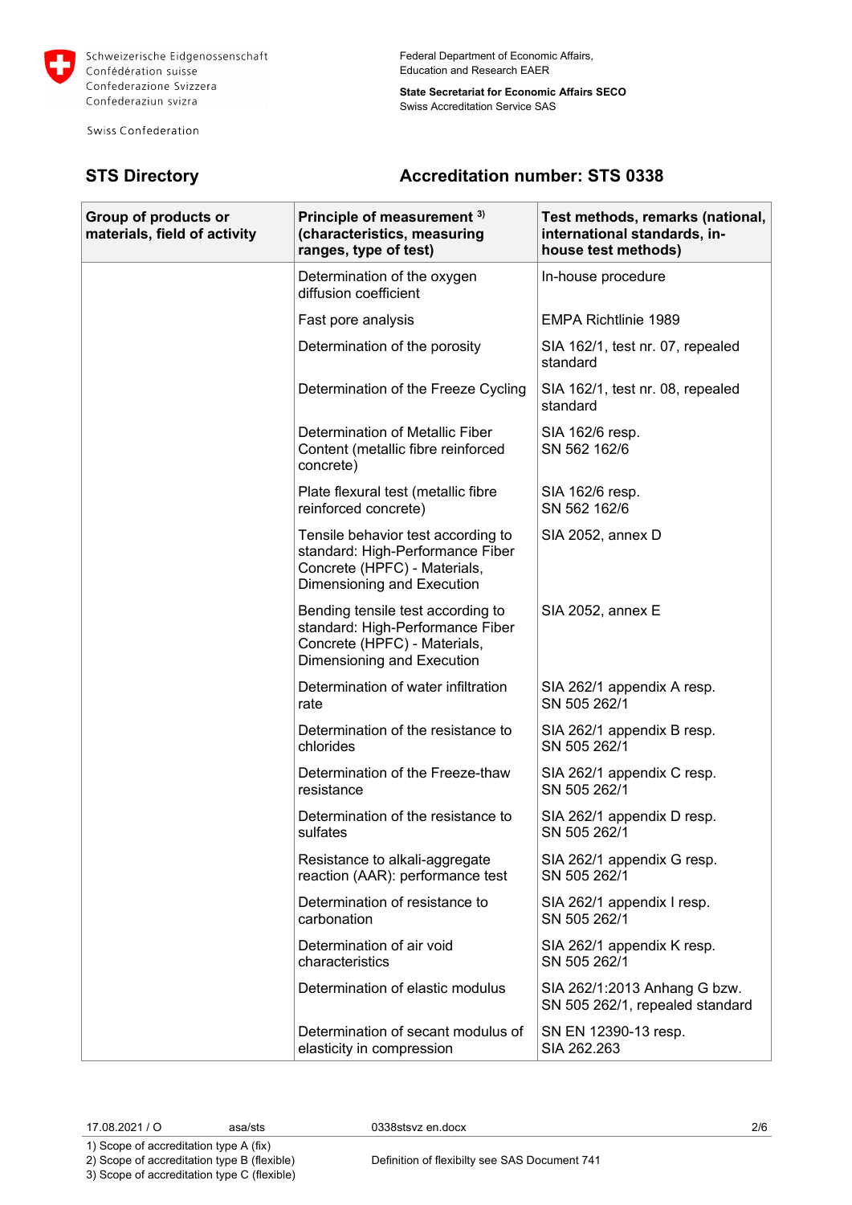Federal Department of Economic Affairs, Education and Research EAER

**State Secretariat for Economic Affairs SECO**
Swiss Accreditation Service SAS

## STS Directory

## Accreditation number: STS 0338

| Group of products or materials, field of activity | Principle of measurement [3] (characteristics, measuring ranges, type of test) | Test methods, remarks (national, international standards, in-house test methods) |
| --- | --- | --- |
| | Determination of the oxygen diffusion coefficient | In-house procedure |
| | Fast pore analysis | EMPA Richtlinie 1989 |
| | Determination of the porosity | SIA 162/1, test nr. 07, repealed standard |
| | Determination of the Freeze Cycling | SIA 162/1, test nr. 08, repealed standard |
| | Determination of Metallic Fiber Content (metallic fibre reinforced concrete) | SIA 162/6 resp. SN 562 162/6 |
| | Plate flexural test (metallic fibre reinforced concrete) | SIA 162/6 resp. SN 562 162/6 |
| | Tensile behavior test according to standard: High-Performance Fiber Concrete (HPFC) - Materials, Dimensioning and Execution | SIA 2052, annex D |
| | Bending tensile test according to standard: High-Performance Fiber Concrete (HPFC) - Materials, Dimensioning and Execution | SIA 2052, annex E |
| | Determination of water infiltration rate | SIA 262/1 appendix A resp. SN 505 262/1 |
| | Determination of the resistance to chlorides | SIA 262/1 appendix B resp. SN 505 262/1 |
| | Determination of the Freeze-thaw resistance | SIA 262/1 appendix C resp. SN 505 262/1 |
| | Determination of the resistance to sulfates | SIA 262/1 appendix D resp. SN 505 262/1 |
| | Resistance to alkali-aggregate reaction (AAR): performance test | SIA 262/1 appendix G resp. SN 505 262/1 |
| | Determination of resistance to carbonation | SIA 262/1 appendix I resp. SN 505 262/1 |
| | Determination of air void characteristics | SIA 262/1 appendix K resp. SN 505 262/1 |
| | Determination of elastic modulus | SIA 262/1:2013 Anhang G bzw. SN 505 262/1, repealed standard |
| | Determination of secant modulus of elasticity in compression | SN EN 12390-13 resp. SIA 262.263 |

17.08.2021 / O    asa/sts    0338stsvz en.docx

1) Scope of accreditation type A (fix)
2) Scope of accreditation type B (flexible)    Definition of flexibilty see SAS Document 741
3) Scope of accreditation type C (flexible)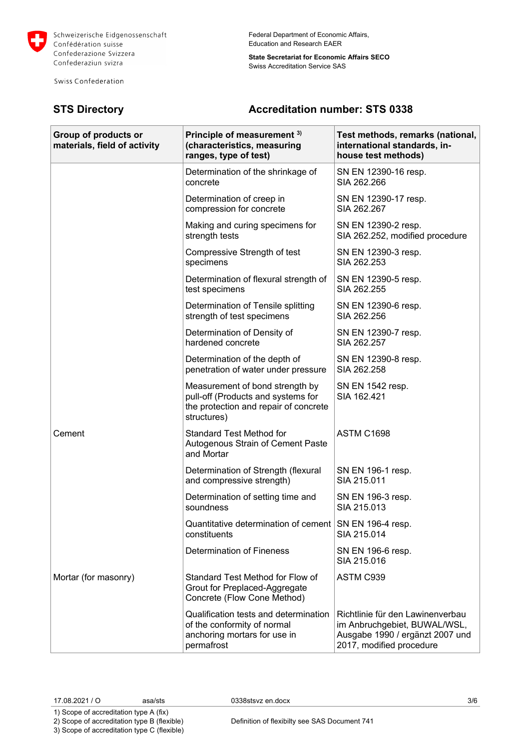Schweizerische Eidgenossenschaft
Confédération suisse
Confederazione Svizzera
Confederaziun svizra

Swiss Confederation

Federal Department of Economic Affairs,
Education and Research EAER

**State Secretariat for Economic Affairs SECO**
Swiss Accreditation Service SAS

## STS Directory

## Accreditation number: STS 0338

| Group of products or materials, field of activity | Principle of measurement [3] (characteristics, measuring ranges, type of test) | Test methods, remarks (national, international standards, in-house test methods) |
|---|---|---|
| | Determination of the shrinkage of concrete | SN EN 12390-16 resp. SIA 262.266 |
| | Determination of creep in compression for concrete | SN EN 12390-17 resp. SIA 262.267 |
| | Making and curing specimens for strength tests | SN EN 12390-2 resp. SIA 262.252, modified procedure |
| | Compressive Strength of test specimens | SN EN 12390-3 resp. SIA 262.253 |
| | Determination of flexural strength of test specimens | SN EN 12390-5 resp. SIA 262.255 |
| | Determination of Tensile splitting strength of test specimens | SN EN 12390-6 resp. SIA 262.256 |
| | Determination of Density of hardened concrete | SN EN 12390-7 resp. SIA 262.257 |
| | Determination of the depth of penetration of water under pressure | SN EN 12390-8 resp. SIA 262.258 |
| | Measurement of bond strength by pull-off (Products and systems for the protection and repair of concrete structures) | SN EN 1542 resp. SIA 162.421 |
| Cement | Standard Test Method for Autogenous Strain of Cement Paste and Mortar | ASTM C1698 |
| | Determination of Strength (flexural and compressive strength) | SN EN 196-1 resp. SIA 215.011 |
| | Determination of setting time and soundness | SN EN 196-3 resp. SIA 215.013 |
| | Quantitative determination of cement constituents | SN EN 196-4 resp. SIA 215.014 |
| | Determination of Fineness | SN EN 196-6 resp. SIA 215.016 |
| Mortar (for masonry) | Standard Test Method for Flow of Grout for Preplaced-Aggregate Concrete (Flow Cone Method) | ASTM C939 |
| | Qualification tests and determination of the conformity of normal anchoring mortars for use in permafrost | Richtlinie für den Lawinenverbau im Anbruchgebiet, BUWAL/WSL, Ausgabe 1990 / ergänzt 2007 und 2017, modified procedure |

17.08.2021 / O asa/sts 0338stsvz en.docx

1) Scope of accreditation type A (fix)
2) Scope of accreditation type B (flexible)
3) Scope of accreditation type C (flexible)

Definition of flexibilty see SAS Document 741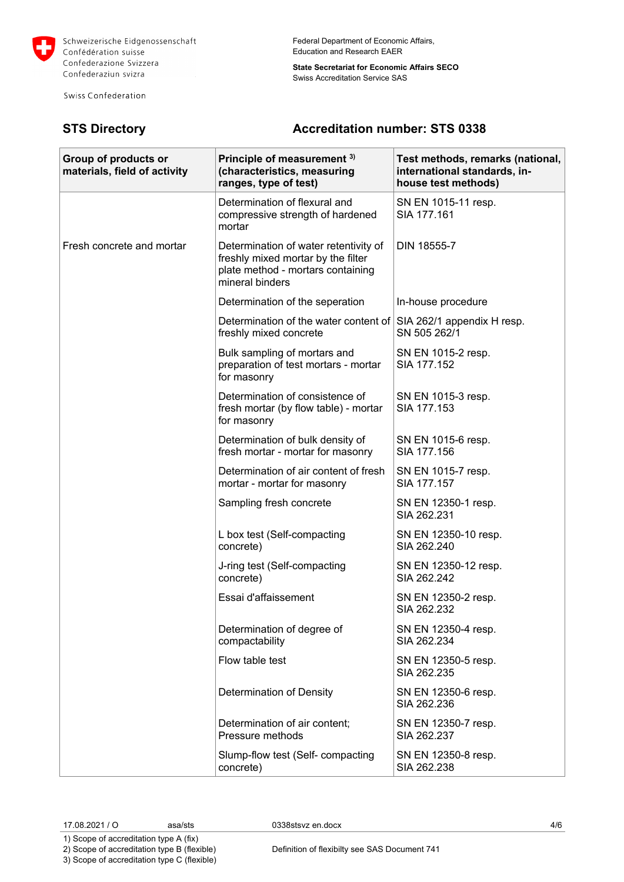Schweizerische Eidgenossenschaft
Confédération suisse
Confederazione Svizzera
Confederaziun svizra

Swiss Confederation

Federal Department of Economic Affairs,
Education and Research EAER

**State Secretariat for Economic Affairs SECO**
Swiss Accreditation Service SAS

## STS Directory

## Accreditation number: STS 0338

| Group of products or materials, field of activity | Principle of measurement [3] (characteristics, measuring ranges, type of test) | Test methods, remarks (national, international standards, in-house test methods) |
|---|---|---|
| | Determination of flexural and compressive strength of hardened mortar | SN EN 1015-11 resp. SIA 177.161 |
| Fresh concrete and mortar | Determination of water retentivity of freshly mixed mortar by the filter plate method - mortars containing mineral binders | DIN 18555-7 |
| | Determination of the seperation | In-house procedure |
| | Determination of the water content of freshly mixed concrete | SIA 262/1 appendix H resp. SN 505 262/1 |
| | Bulk sampling of mortars and preparation of test mortars - mortar for masonry | SN EN 1015-2 resp. SIA 177.152 |
| | Determination of consistence of fresh mortar (by flow table) - mortar for masonry | SN EN 1015-3 resp. SIA 177.153 |
| | Determination of bulk density of fresh mortar - mortar for masonry | SN EN 1015-6 resp. SIA 177.156 |
| | Determination of air content of fresh mortar - mortar for masonry | SN EN 1015-7 resp. SIA 177.157 |
| | Sampling fresh concrete | SN EN 12350-1 resp. SIA 262.231 |
| | L box test (Self-compacting concrete) | SN EN 12350-10 resp. SIA 262.240 |
| | J-ring test (Self-compacting concrete) | SN EN 12350-12 resp. SIA 262.242 |
| | Essai d'affaissement | SN EN 12350-2 resp. SIA 262.232 |
| | Determination of degree of compactability | SN EN 12350-4 resp. SIA 262.234 |
| | Flow table test | SN EN 12350-5 resp. SIA 262.235 |
| | Determination of Density | SN EN 12350-6 resp. SIA 262.236 |
| | Determination of air content; Pressure methods | SN EN 12350-7 resp. SIA 262.237 |
| | Slump-flow test (Self- compacting concrete) | SN EN 12350-8 resp. SIA 262.238 |

17.08.2021 / O asa/sts 0338stsvz en.docx

1) Scope of accreditation type A (fix)
2) Scope of accreditation type B (flexible) Definition of flexibilty see SAS Document 741
3) Scope of accreditation type C (flexible)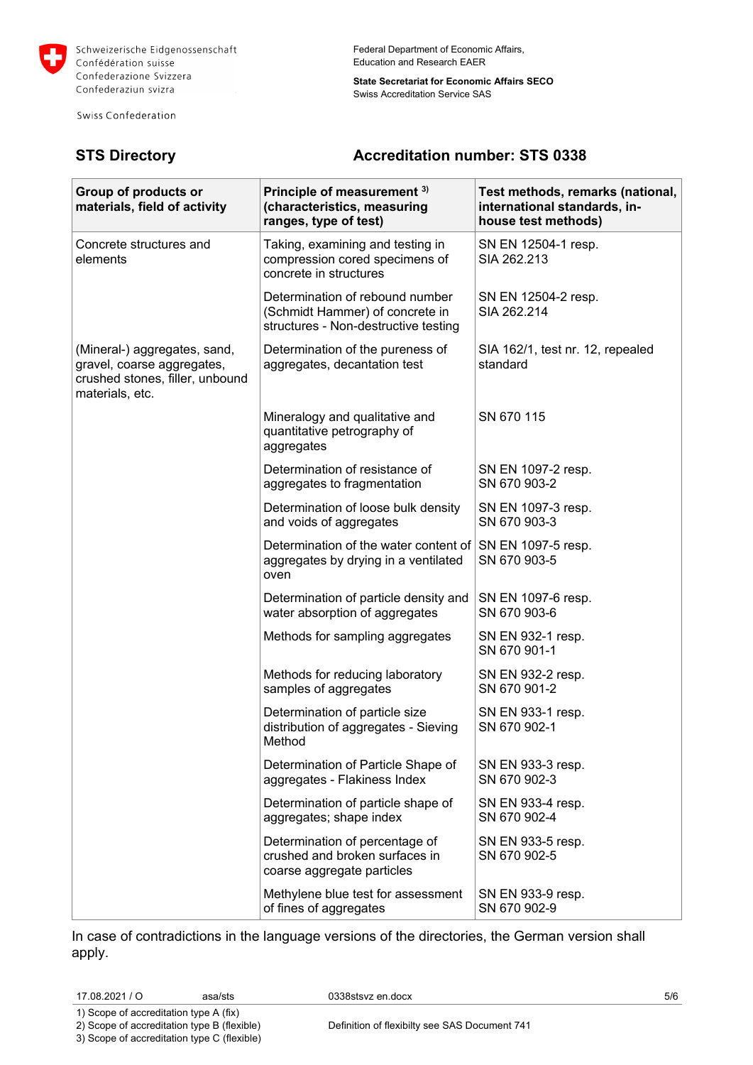Schweizerische Eidgenossenschaft
Confédération suisse
Confederazione Svizzera
Confederaziun svizra

Swiss Confederation

Federal Department of Economic Affairs, Education and Research EAER

**State Secretariat for Economic Affairs SECO**
Swiss Accreditation Service SAS

## STS Directory

## Accreditation number: STS 0338

| Group of products or materials, field of activity | Principle of measurement [3] (characteristics, measuring ranges, type of test) | Test methods, remarks (national, international standards, in-house test methods) |
|---|---|---|
| Concrete structures and elements | Taking, examining and testing in compression cored specimens of concrete in structures | SN EN 12504-1 resp. SIA 262.213 |
| | Determination of rebound number (Schmidt Hammer) of concrete in structures - Non-destructive testing | SN EN 12504-2 resp. SIA 262.214 |
| (Mineral-) aggregates, sand, gravel, coarse aggregates, crushed stones, filler, unbound materials, etc. | Determination of the pureness of aggregates, decantation test | SIA 162/1, test nr. 12, repealed standard |
| | Mineralogy and qualitative and quantitative petrography of aggregates | SN 670 115 |
| | Determination of resistance of aggregates to fragmentation | SN EN 1097-2 resp. SN 670 903-2 |
| | Determination of loose bulk density and voids of aggregates | SN EN 1097-3 resp. SN 670 903-3 |
| | Determination of the water content of aggregates by drying in a ventilated oven | SN EN 1097-5 resp. SN 670 903-5 |
| | Determination of particle density and water absorption of aggregates | SN EN 1097-6 resp. SN 670 903-6 |
| | Methods for sampling aggregates | SN EN 932-1 resp. SN 670 901-1 |
| | Methods for reducing laboratory samples of aggregates | SN EN 932-2 resp. SN 670 901-2 |
| | Determination of particle size distribution of aggregates - Sieving Method | SN EN 933-1 resp. SN 670 902-1 |
| | Determination of Particle Shape of aggregates - Flakiness Index | SN EN 933-3 resp. SN 670 902-3 |
| | Determination of particle shape of aggregates; shape index | SN EN 933-4 resp. SN 670 902-4 |
| | Determination of percentage of crushed and broken surfaces in coarse aggregate particles | SN EN 933-5 resp. SN 670 902-5 |
| | Methylene blue test for assessment of fines of aggregates | SN EN 933-9 resp. SN 670 902-9 |

In case of contradictions in the language versions of the directories, the German version shall apply.

17.08.2021 / O asa/sts 0338stsvz en.docx

1) Scope of accreditation type A (fix)
2) Scope of accreditation type B (flexible)
3) Scope of accreditation type C (flexible)

Definition of flexibilty see SAS Document 741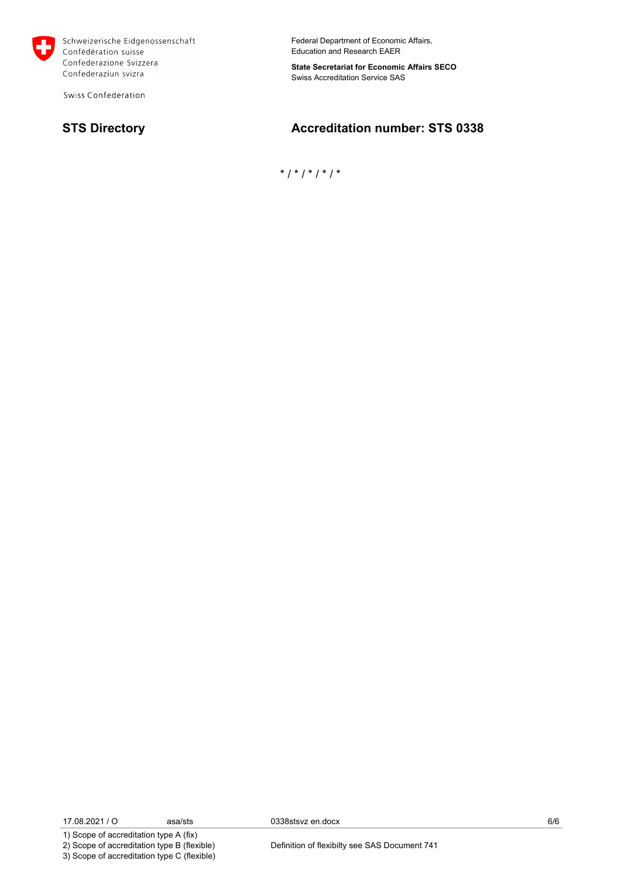Schweizerische Eidgenossenschaft
Confédération suisse
Confederazione Svizzera
Confederaziun svizra

Swiss Confederation

Federal Department of Economic Affairs,
Education and Research EAER

**State Secretariat for Economic Affairs SECO**
Swiss Accreditation Service SAS

## STS Directory

## Accreditation number: STS 0338

* / * / * / * / *

1) Scope of accreditation type A (fix)
2) Scope of accreditation type B (flexible)
3) Scope of accreditation type C (flexible)

Definition of flexibilty see SAS Document 741